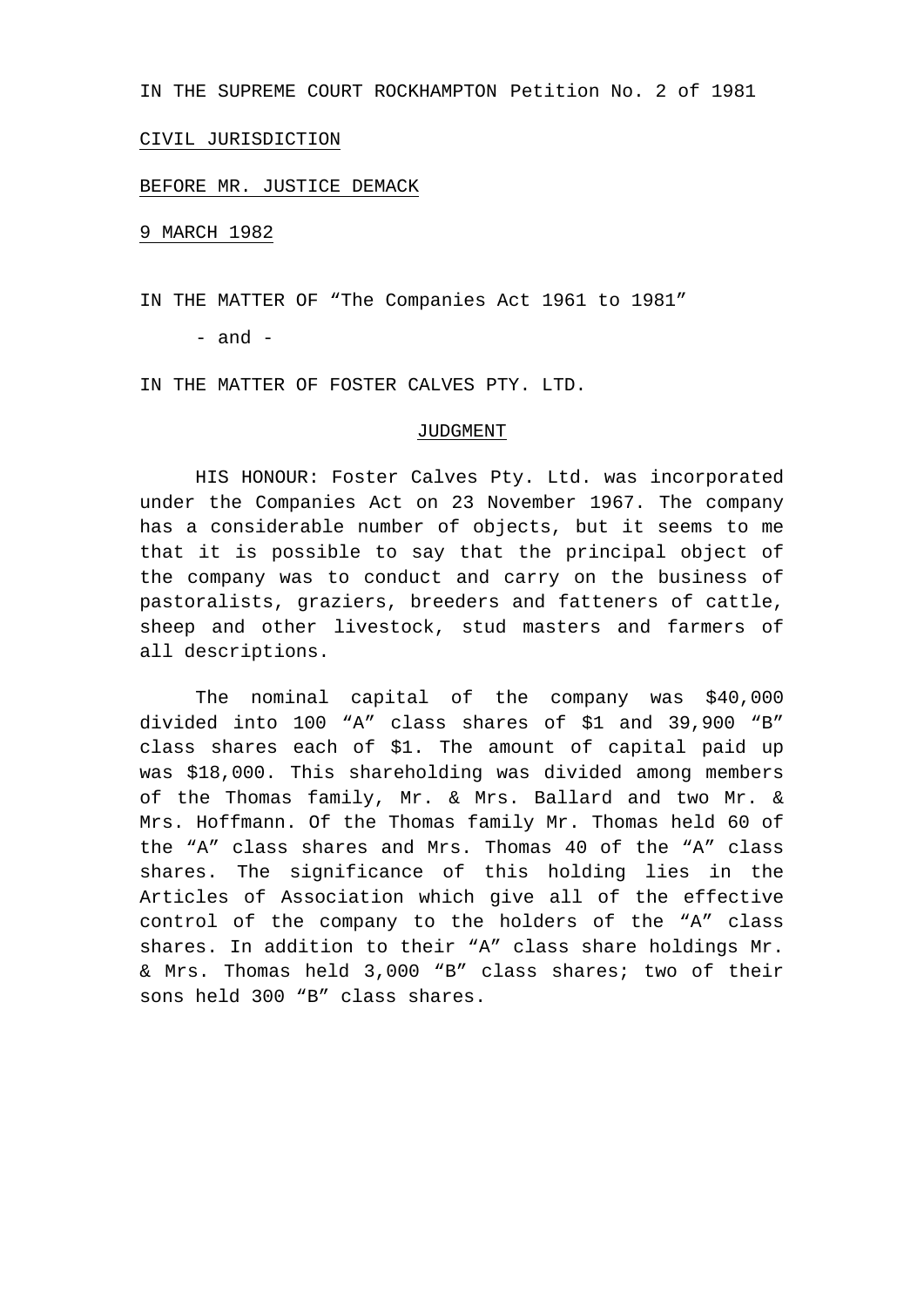IN THE SUPREME COURT ROCKHAMPTON Petition No. 2 of 1981

CIVIL JURISDICTION

BEFORE MR. JUSTICE DEMACK

9 MARCH 1982

IN THE MATTER OF "The Companies Act 1961 to 1981"

- and -

IN THE MATTER OF FOSTER CALVES PTY. LTD.

JUDGMENT

HIS HONOUR: Foster Calves Pty. Ltd. was incorporated under the Companies Act on 23 November 1967. The company has a considerable number of objects, but it seems to me that it is possible to say that the principal object of the company was to conduct and carry on the business of pastoralists, graziers, breeders and fatteners of cattle, sheep and other livestock, stud masters and farmers of all descriptions.

The nominal capital of the company was $40,000 divided into 100 "A" class shares of $1 and 39,900 "B" class shares each of $1. The amount of capital paid up was $18,000. This shareholding was divided among members of the Thomas family, Mr. & Mrs. Ballard and two Mr. & Mrs. Hoffmann. Of the Thomas family Mr. Thomas held 60 of the "A" class shares and Mrs. Thomas 40 of the "A" class shares. The significance of this holding lies in the Articles of Association which give all of the effective control of the company to the holders of the "A" class shares. In addition to their "A" class share holdings Mr. & Mrs. Thomas held 3,000 "B" class shares; two of their sons held 300 "B" class shares.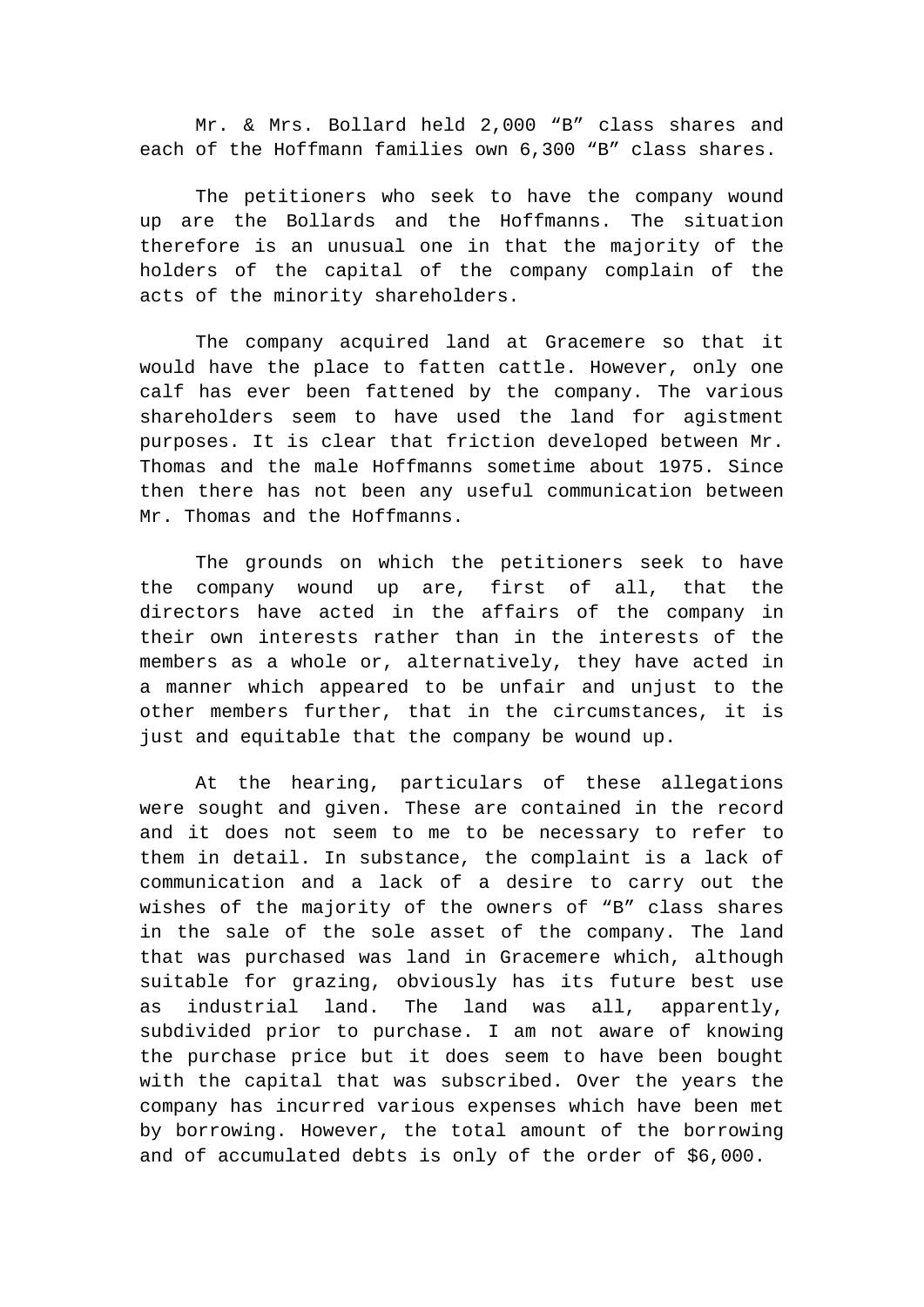Mr. & Mrs. Bollard held 2,000 "B" class shares and each of the Hoffmann families own 6,300 "B" class shares.

The petitioners who seek to have the company wound up are the Bollards and the Hoffmanns. The situation therefore is an unusual one in that the majority of the holders of the capital of the company complain of the acts of the minority shareholders.

The company acquired land at Gracemere so that it would have the place to fatten cattle. However, only one calf has ever been fattened by the company. The various shareholders seem to have used the land for agistment purposes. It is clear that friction developed between Mr. Thomas and the male Hoffmanns sometime about 1975. Since then there has not been any useful communication between Mr. Thomas and the Hoffmanns.

The grounds on which the petitioners seek to have the company wound up are, first of all, that the directors have acted in the affairs of the company in their own interests rather than in the interests of the members as a whole or, alternatively, they have acted in a manner which appeared to be unfair and unjust to the other members further, that in the circumstances, it is just and equitable that the company be wound up.

At the hearing, particulars of these allegations were sought and given. These are contained in the record and it does not seem to me to be necessary to refer to them in detail. In substance, the complaint is a lack of communication and a lack of a desire to carry out the wishes of the majority of the owners of "B" class shares in the sale of the sole asset of the company. The land that was purchased was land in Gracemere which, although suitable for grazing, obviously has its future best use as industrial land. The land was all, apparently, subdivided prior to purchase. I am not aware of knowing the purchase price but it does seem to have been bought with the capital that was subscribed. Over the years the company has incurred various expenses which have been met by borrowing. However, the total amount of the borrowing and of accumulated debts is only of the order of $6,000.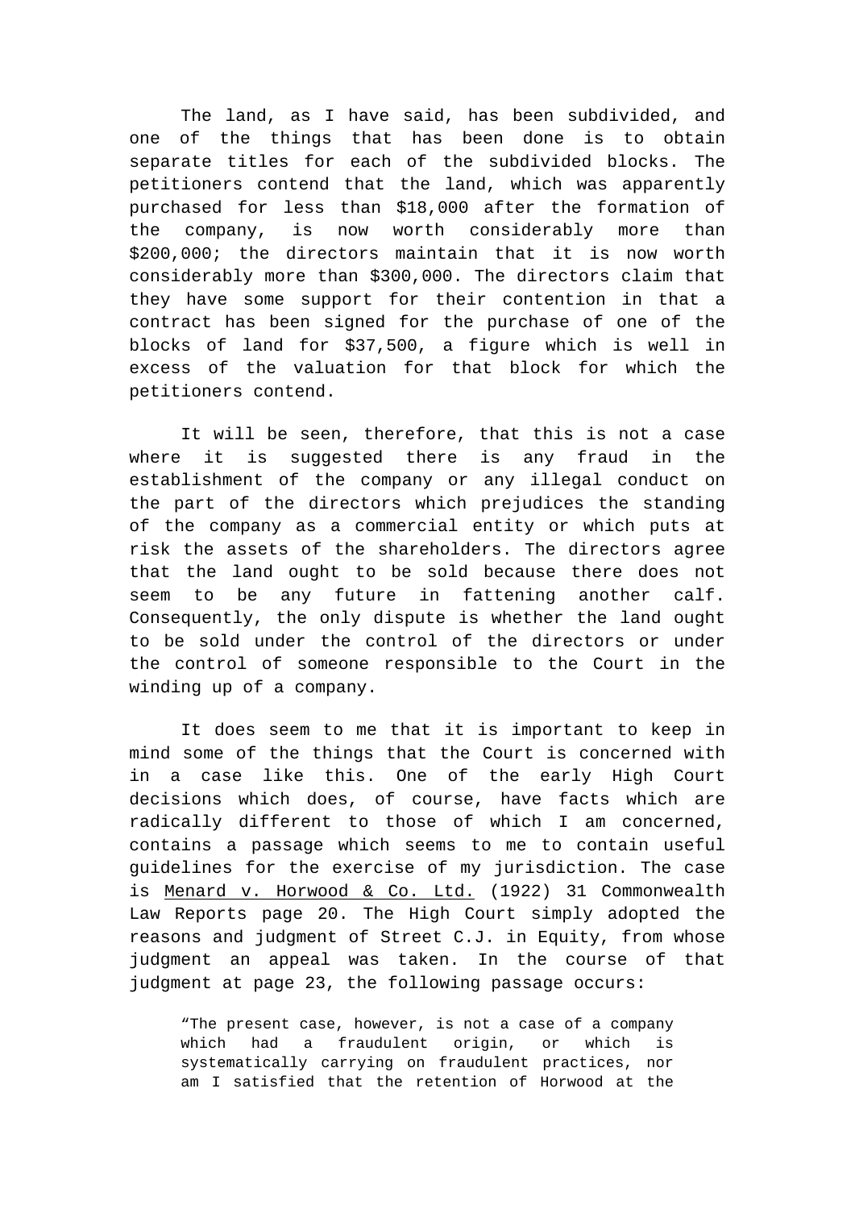The land, as I have said, has been subdivided, and one of the things that has been done is to obtain separate titles for each of the subdivided blocks. The petitioners contend that the land, which was apparently purchased for less than $18,000 after the formation of the company, is now worth considerably more than $200,000; the directors maintain that it is now worth considerably more than $300,000. The directors claim that they have some support for their contention in that a contract has been signed for the purchase of one of the blocks of land for $37,500, a figure which is well in excess of the valuation for that block for which the petitioners contend.

It will be seen, therefore, that this is not a case where it is suggested there is any fraud in the establishment of the company or any illegal conduct on the part of the directors which prejudices the standing of the company as a commercial entity or which puts at risk the assets of the shareholders. The directors agree that the land ought to be sold because there does not seem to be any future in fattening another calf. Consequently, the only dispute is whether the land ought to be sold under the control of the directors or under the control of someone responsible to the Court in the winding up of a company.

It does seem to me that it is important to keep in mind some of the things that the Court is concerned with in a case like this. One of the early High Court decisions which does, of course, have facts which are radically different to those of which I am concerned, contains a passage which seems to me to contain useful guidelines for the exercise of my jurisdiction. The case is Menard v. Horwood & Co. Ltd. (1922) 31 Commonwealth Law Reports page 20. The High Court simply adopted the reasons and judgment of Street C.J. in Equity, from whose judgment an appeal was taken. In the course of that judgment at page 23, the following passage occurs:

> "The present case, however, is not a case of a company which had a fraudulent origin, or which is systematically carrying on fraudulent practices, nor am I satisfied that the retention of Horwood at the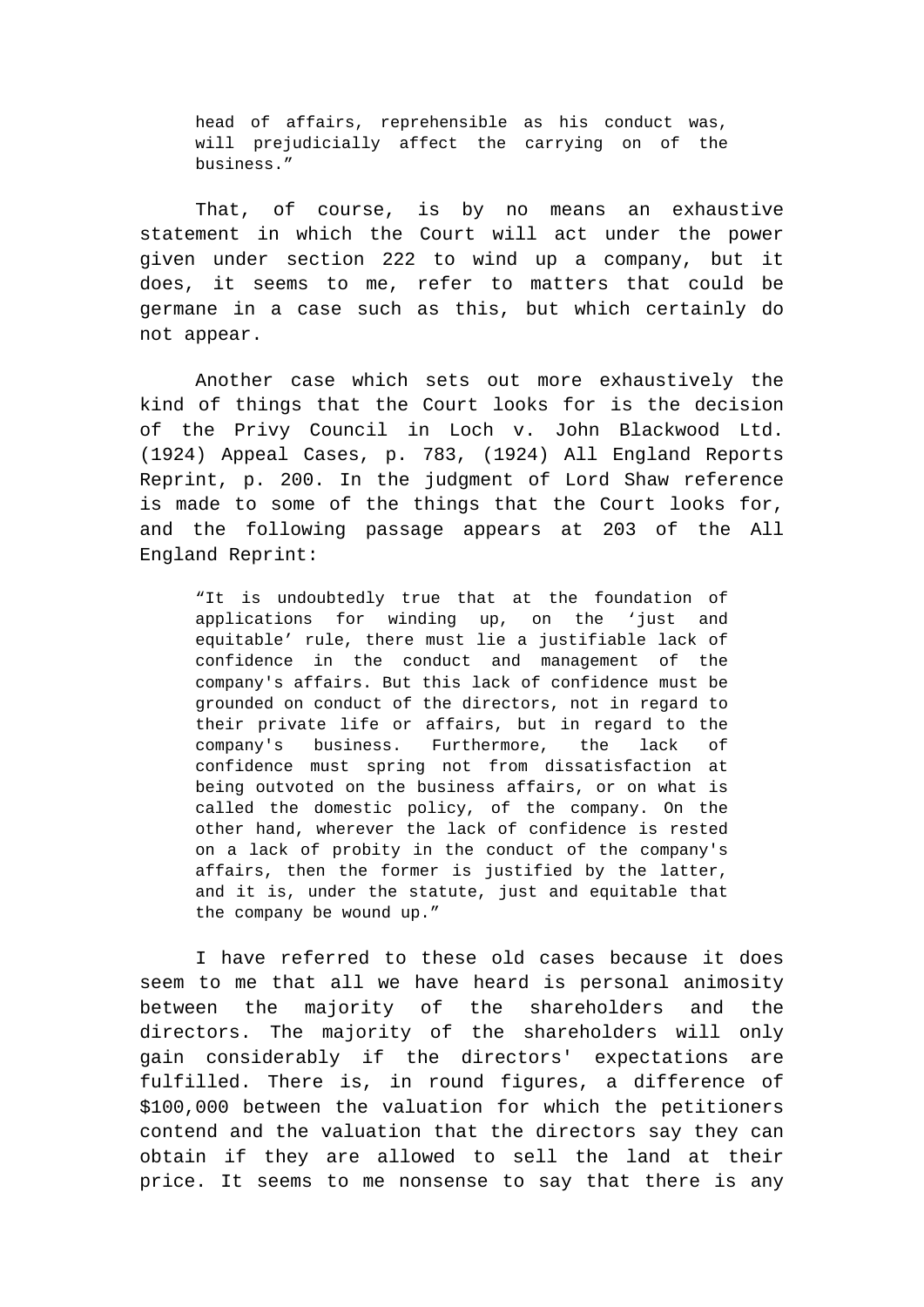> head of affairs, reprehensible as his conduct was, will prejudicially affect the carrying on of the business."

That, of course, is by no means an exhaustive statement in which the Court will act under the power given under section 222 to wind up a company, but it does, it seems to me, refer to matters that could be germane in a case such as this, but which certainly do not appear.

Another case which sets out more exhaustively the kind of things that the Court looks for is the decision of the Privy Council in Loch v. John Blackwood Ltd. (1924) Appeal Cases, p. 783, (1924) All England Reports Reprint, p. 200. In the judgment of Lord Shaw reference is made to some of the things that the Court looks for, and the following passage appears at 203 of the All England Reprint:

> "It is undoubtedly true that at the foundation of applications for winding up, on the 'just and equitable' rule, there must lie a justifiable lack of confidence in the conduct and management of the company's affairs. But this lack of confidence must be grounded on conduct of the directors, not in regard to their private life or affairs, but in regard to the company's business. Furthermore, the lack of confidence must spring not from dissatisfaction at being outvoted on the business affairs, or on what is called the domestic policy, of the company. On the other hand, wherever the lack of confidence is rested on a lack of probity in the conduct of the company's affairs, then the former is justified by the latter, and it is, under the statute, just and equitable that the company be wound up."

I have referred to these old cases because it does seem to me that all we have heard is personal animosity between the majority of the shareholders and the directors. The majority of the shareholders will only gain considerably if the directors' expectations are fulfilled. There is, in round figures, a difference of $100,000 between the valuation for which the petitioners contend and the valuation that the directors say they can obtain if they are allowed to sell the land at their price. It seems to me nonsense to say that there is any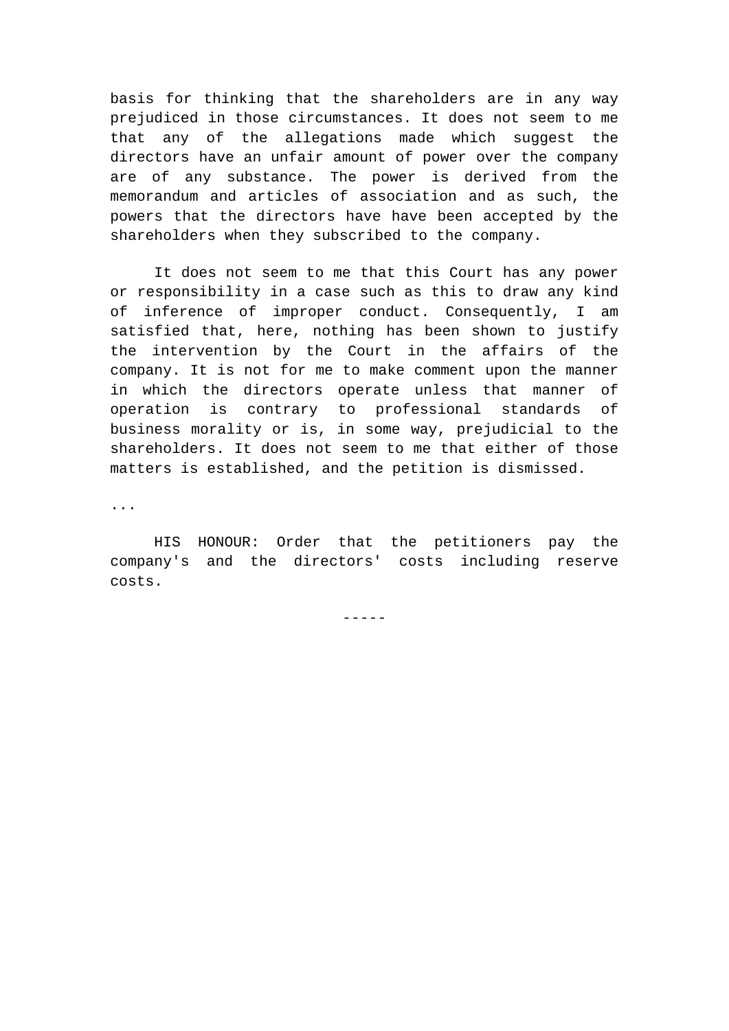basis for thinking that the shareholders are in any way prejudiced in those circumstances. It does not seem to me that any of the allegations made which suggest the directors have an unfair amount of power over the company are of any substance. The power is derived from the memorandum and articles of association and as such, the powers that the directors have have been accepted by the shareholders when they subscribed to the company.

It does not seem to me that this Court has any power or responsibility in a case such as this to draw any kind of inference of improper conduct. Consequently, I am satisfied that, here, nothing has been shown to justify the intervention by the Court in the affairs of the company. It is not for me to make comment upon the manner in which the directors operate unless that manner of operation is contrary to professional standards of business morality or is, in some way, prejudicial to the shareholders. It does not seem to me that either of those matters is established, and the petition is dismissed.

...

HIS HONOUR: Order that the petitioners pay the company's and the directors' costs including reserve costs.

-----